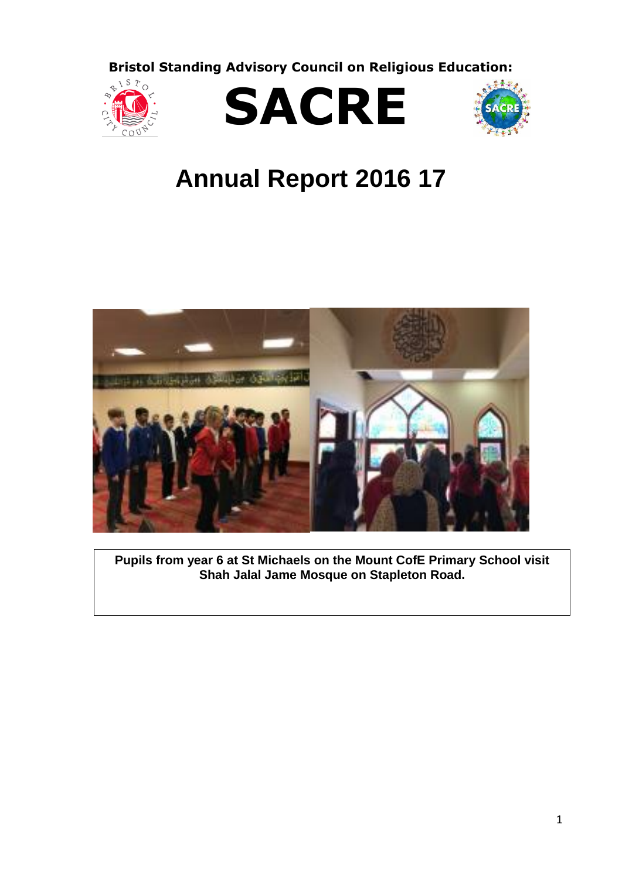**Bristol Standing Advisory Council on Religious Education:**

# SACRE

# Annual Report 2016 17

**Pupils from year 6 at St Michaels on the Mount CofE Primary School visit Shah Jalal Jame Mosque on Stapleton Road.**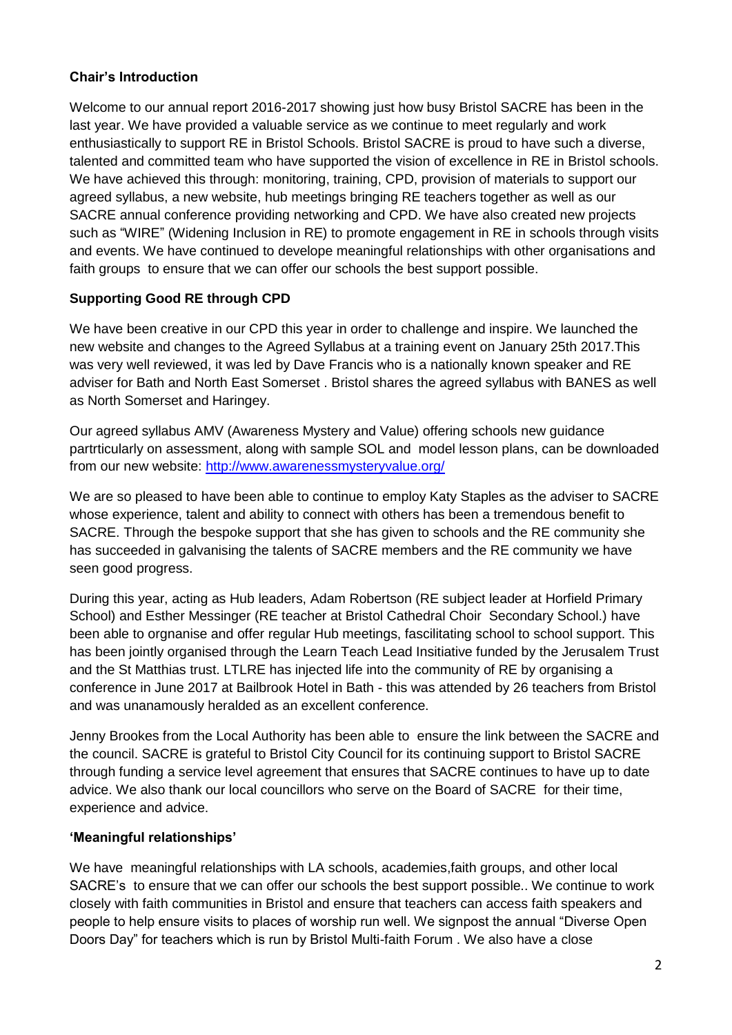**Chair's Introduction**

Welcome to our annual report 2016-2017 showing just how busy Bristol SACRE has been in the last year. We have provided a valuable service as we continue to meet regularly and work enthusiastically to support RE in Bristol Schools. Bristol SACRE is proud to have such a diverse, talented and committed team who have supported the vision of excellence in RE in Bristol schools. We have achieved this through: monitoring, training, CPD, provision of materials to support our agreed syllabus, a new website, hub meetings bringing RE teachers together as well as our SACRE annual conference providing networking and CPD. We have also created new projects such as "WIRE" (Widening Inclusion in RE) to promote engagement in RE in schools through visits and events. We have continued to develope meaningful relationships with other organisations and faith groups to ensure that we can offer our schools the best support possible.

**Supporting Good RE through CPD**

We have been creative in our CPD this year in order to challenge and inspire. We launched the new website and changes to the Agreed Syllabus at a training event on January 25th 2017.This was very well reviewed, it was led by Dave Francis who is a nationally known speaker and RE adviser for Bath and North East Somerset . Bristol shares the agreed syllabus with BANES as well as North Somerset and Haringey.

Our agreed syllabus AMV (Awareness Mystery and Value) offering schools new guidance partrticularly on assessment, along with sample SOL and model lesson plans, can be downloaded from our new website: http://www.awarenessmysteryvalue.org/

We are so pleased to have been able to continue to employ Katy Staples as the adviser to SACRE whose experience, talent and ability to connect with others has been a tremendous benefit to SACRE. Through the bespoke support that she has given to schools and the RE community she has succeeded in galvanising the talents of SACRE members and the RE community we have seen good progress.

During this year, acting as Hub leaders, Adam Robertson (RE subject leader at Horfield Primary School) and Esther Messinger (RE teacher at Bristol Cathedral Choir Secondary School.) have been able to orgnanise and offer regular Hub meetings, fascilitating school to school support. This has been jointly organised through the Learn Teach Lead Insitiative funded by the Jerusalem Trust and the St Matthias trust. LTLRE has injected life into the community of RE by organising a conference in June 2017 at Bailbrook Hotel in Bath - this was attended by 26 teachers from Bristol and was unanamously heralded as an excellent conference.

Jenny Brookes from the Local Authority has been able to ensure the link between the SACRE and the council. SACRE is grateful to Bristol City Council for its continuing support to Bristol SACRE through funding a service level agreement that ensures that SACRE continues to have up to date advice. We also thank our local councillors who serve on the Board of SACRE for their time, experience and advice.

**'Meaningful relationships'**

We have meaningful relationships with LA schools, academies,faith groups, and other local SACRE's to ensure that we can offer our schools the best support possible.. We continue to work closely with faith communities in Bristol and ensure that teachers can access faith speakers and people to help ensure visits to places of worship run well. We signpost the annual "Diverse Open Doors Day" for teachers which is run by Bristol Multi-faith Forum . We also have a close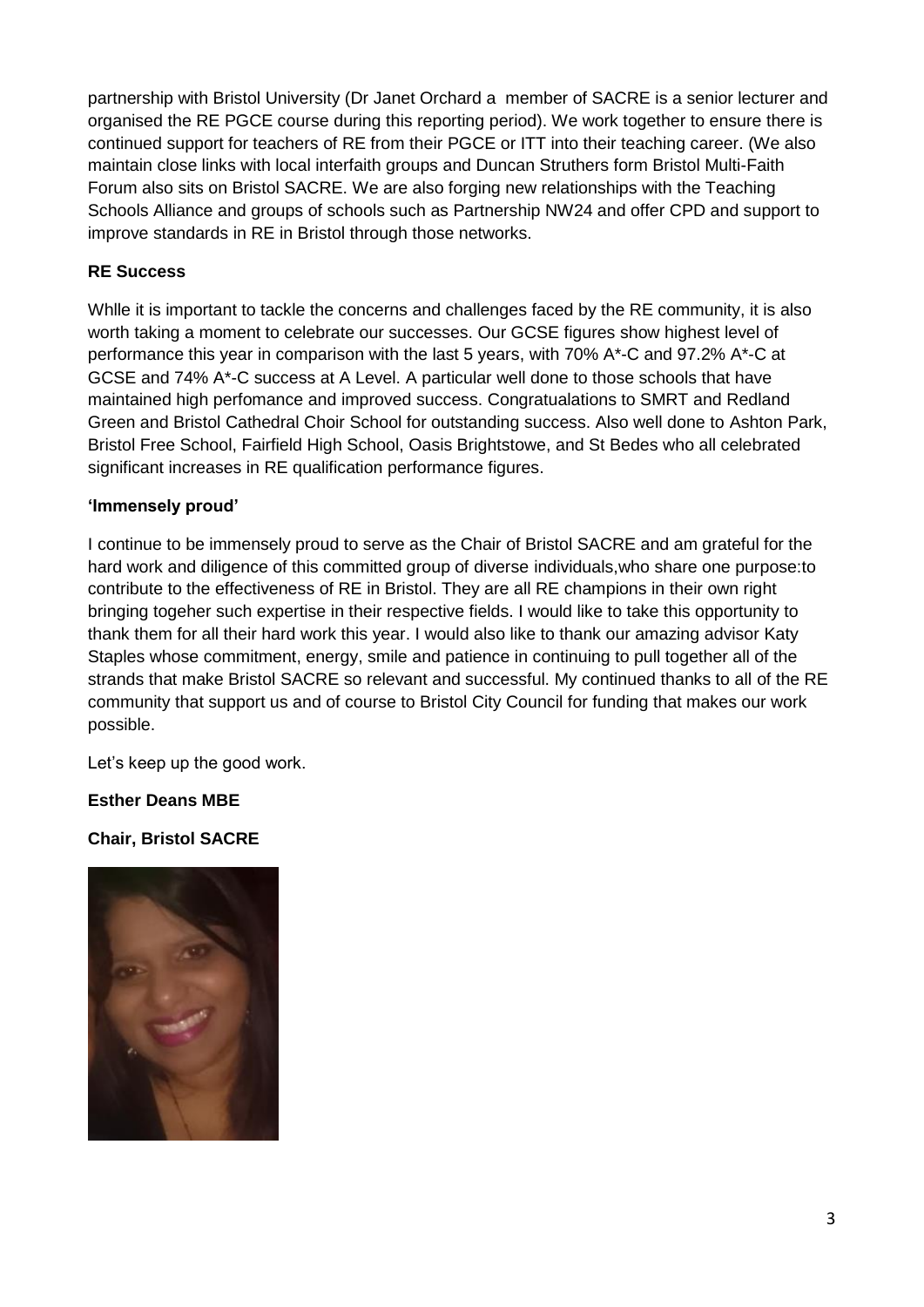partnership with Bristol University (Dr Janet Orchard a member of SACRE is a senior lecturer and organised the RE PGCE course during this reporting period). We work together to ensure there is continued support for teachers of RE from their PGCE or ITT into their teaching career. (We also maintain close links with local interfaith groups and Duncan Struthers form Bristol Multi-Faith Forum also sits on Bristol SACRE. We are also forging new relationships with the Teaching Schools Alliance and groups of schools such as Partnership NW24 and offer CPD and support to improve standards in RE in Bristol through those networks.

**RE Success**

Whlle it is important to tackle the concerns and challenges faced by the RE community, it is also worth taking a moment to celebrate our successes. Our GCSE figures show highest level of performance this year in comparison with the last 5 years, with 70% A*-C and 97.2% A*-C at GCSE and 74% A*-C success at A Level. A particular well done to those schools that have maintained high perfomance and improved success. Congratualations to SMRT and Redland Green and Bristol Cathedral Choir School for outstanding success. Also well done to Ashton Park, Bristol Free School, Fairfield High School, Oasis Brightstowe, and St Bedes who all celebrated significant increases in RE qualification performance figures.

**'Immensely proud'**

I continue to be immensely proud to serve as the Chair of Bristol SACRE and am grateful for the hard work and diligence of this committed group of diverse individuals,who share one purpose:to contribute to the effectiveness of RE in Bristol. They are all RE champions in their own right bringing togeher such expertise in their respective fields. I would like to take this opportunity to thank them for all their hard work this year. I would also like to thank our amazing advisor Katy Staples whose commitment, energy, smile and patience in continuing to pull together all of the strands that make Bristol SACRE so relevant and successful. My continued thanks to all of the RE community that support us and of course to Bristol City Council for funding that makes our work possible.

Let's keep up the good work.

**Esther Deans MBE**

**Chair, Bristol SACRE**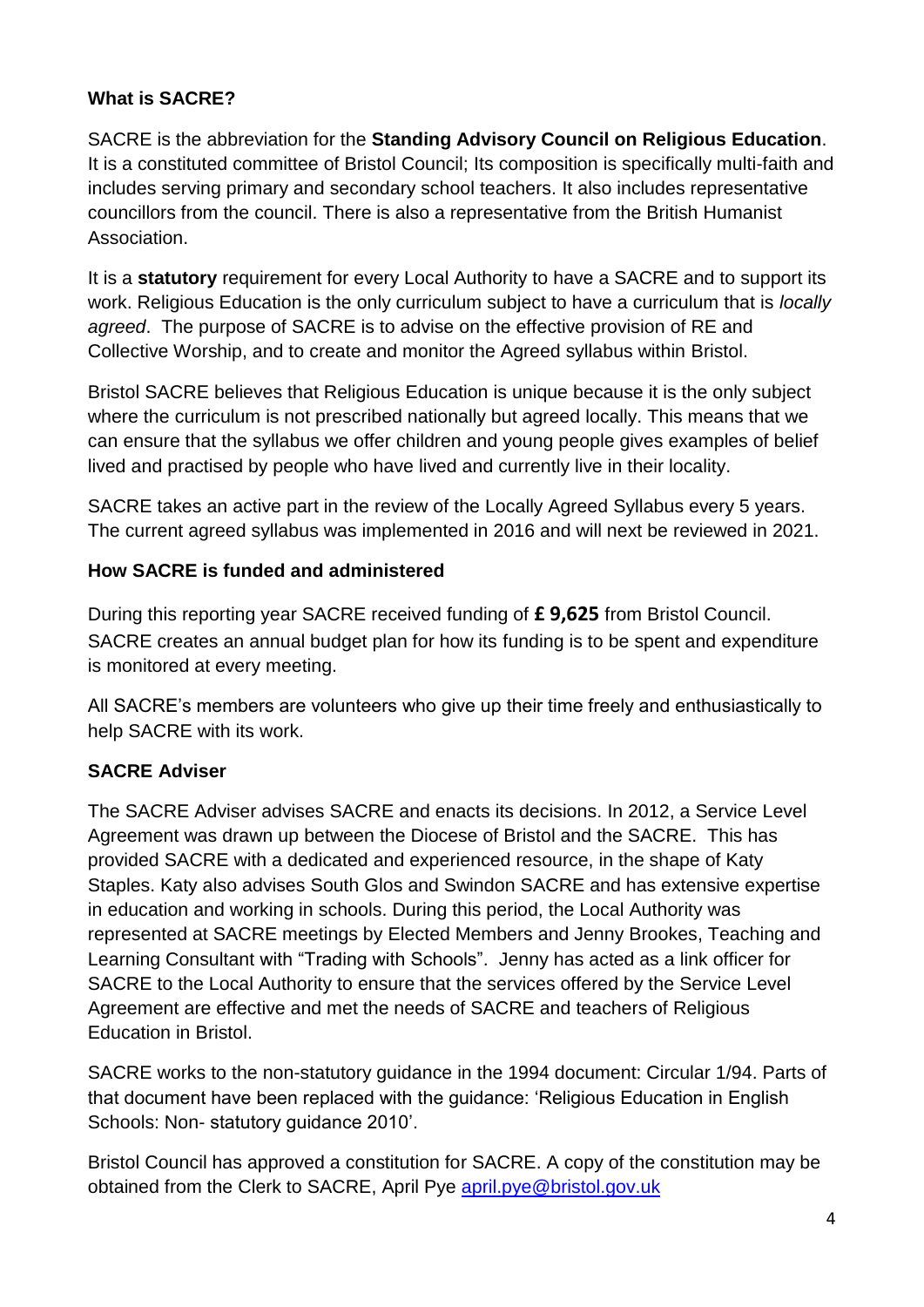### What is SACRE?

SACRE is the abbreviation for the **Standing Advisory Council on Religious Education**. It is a constituted committee of Bristol Council; Its composition is specifically multi-faith and includes serving primary and secondary school teachers. It also includes representative councillors from the council. There is also a representative from the British Humanist Association.

It is a **statutory** requirement for every Local Authority to have a SACRE and to support its work. Religious Education is the only curriculum subject to have a curriculum that is *locally agreed*. The purpose of SACRE is to advise on the effective provision of RE and Collective Worship, and to create and monitor the Agreed syllabus within Bristol.

Bristol SACRE believes that Religious Education is unique because it is the only subject where the curriculum is not prescribed nationally but agreed locally. This means that we can ensure that the syllabus we offer children and young people gives examples of belief lived and practised by people who have lived and currently live in their locality.

SACRE takes an active part in the review of the Locally Agreed Syllabus every 5 years. The current agreed syllabus was implemented in 2016 and will next be reviewed in 2021.

### How SACRE is funded and administered

During this reporting year SACRE received funding of **£ 9,625** from Bristol Council. SACRE creates an annual budget plan for how its funding is to be spent and expenditure is monitored at every meeting.

All SACRE's members are volunteers who give up their time freely and enthusiastically to help SACRE with its work.

### SACRE Adviser

The SACRE Adviser advises SACRE and enacts its decisions. In 2012, a Service Level Agreement was drawn up between the Diocese of Bristol and the SACRE. This has provided SACRE with a dedicated and experienced resource, in the shape of Katy Staples. Katy also advises South Glos and Swindon SACRE and has extensive expertise in education and working in schools. During this period, the Local Authority was represented at SACRE meetings by Elected Members and Jenny Brookes, Teaching and Learning Consultant with "Trading with Schools". Jenny has acted as a link officer for SACRE to the Local Authority to ensure that the services offered by the Service Level Agreement are effective and met the needs of SACRE and teachers of Religious Education in Bristol.

SACRE works to the non-statutory guidance in the 1994 document: Circular 1/94. Parts of that document have been replaced with the guidance: 'Religious Education in English Schools: Non- statutory guidance 2010'.

Bristol Council has approved a constitution for SACRE. A copy of the constitution may be obtained from the Clerk to SACRE, April Pye april.pye@bristol.gov.uk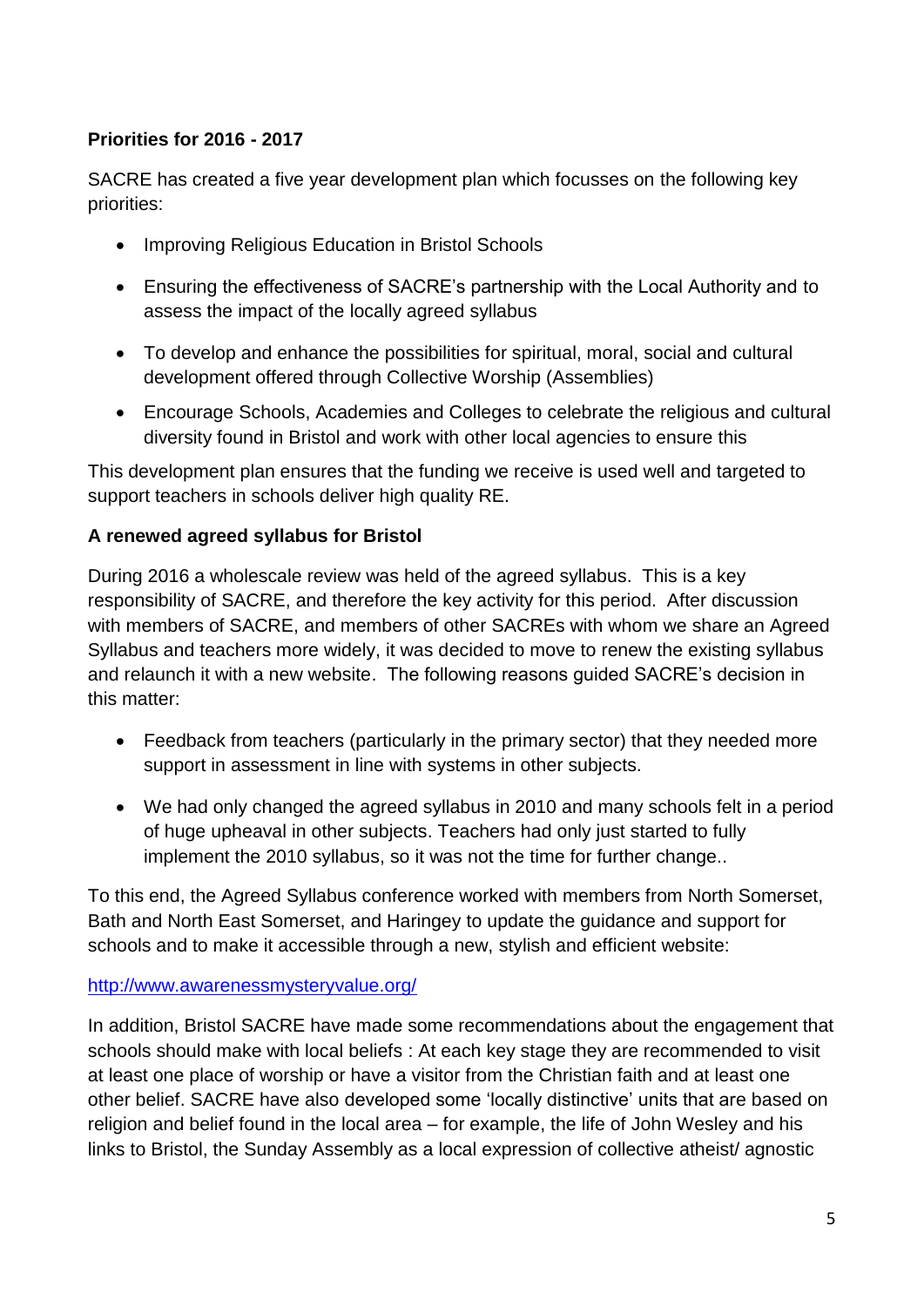**Priorities for 2016 - 2017**

SACRE has created a five year development plan which focusses on the following key priorities:

- Improving Religious Education in Bristol Schools
- Ensuring the effectiveness of SACRE's partnership with the Local Authority and to assess the impact of the locally agreed syllabus
- To develop and enhance the possibilities for spiritual, moral, social and cultural development offered through Collective Worship (Assemblies)
- Encourage Schools, Academies and Colleges to celebrate the religious and cultural diversity found in Bristol and work with other local agencies to ensure this

This development plan ensures that the funding we receive is used well and targeted to support teachers in schools deliver high quality RE.

**A renewed agreed syllabus for Bristol**

During 2016 a wholescale review was held of the agreed syllabus. This is a key responsibility of SACRE, and therefore the key activity for this period. After discussion with members of SACRE, and members of other SACREs with whom we share an Agreed Syllabus and teachers more widely, it was decided to move to renew the existing syllabus and relaunch it with a new website. The following reasons guided SACRE's decision in this matter:

- Feedback from teachers (particularly in the primary sector) that they needed more support in assessment in line with systems in other subjects.
- We had only changed the agreed syllabus in 2010 and many schools felt in a period of huge upheaval in other subjects. Teachers had only just started to fully implement the 2010 syllabus, so it was not the time for further change..

To this end, the Agreed Syllabus conference worked with members from North Somerset, Bath and North East Somerset, and Haringey to update the guidance and support for schools and to make it accessible through a new, stylish and efficient website:

http://www.awarenessmysteryvalue.org/

In addition, Bristol SACRE have made some recommendations about the engagement that schools should make with local beliefs : At each key stage they are recommended to visit at least one place of worship or have a visitor from the Christian faith and at least one other belief. SACRE have also developed some 'locally distinctive' units that are based on religion and belief found in the local area – for example, the life of John Wesley and his links to Bristol, the Sunday Assembly as a local expression of collective atheist/ agnostic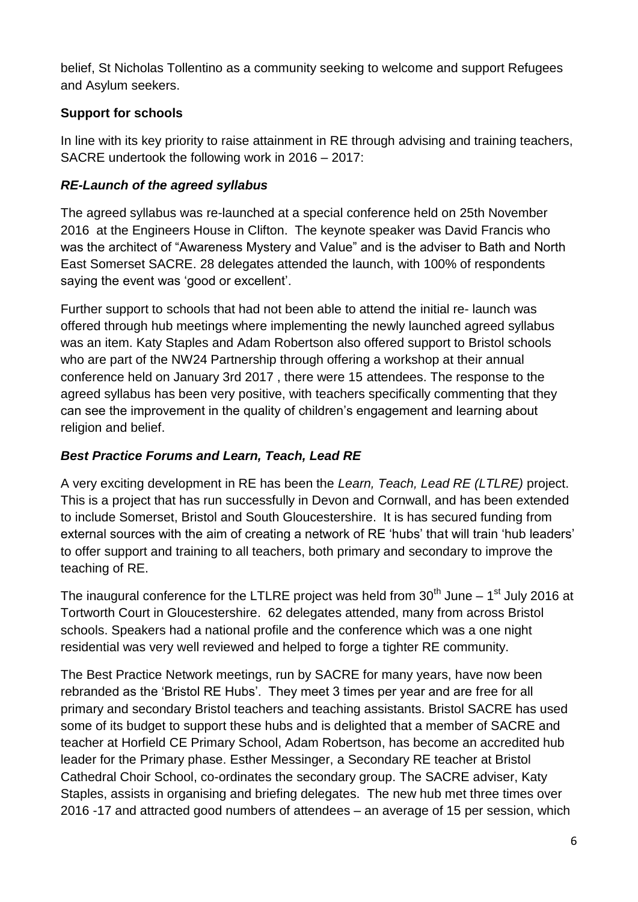belief, St Nicholas Tollentino as a community seeking to welcome and support Refugees and Asylum seekers.

**Support for schools**

In line with its key priority to raise attainment in RE through advising and training teachers, SACRE undertook the following work in 2016 – 2017:

***RE-Launch of the agreed syllabus***

The agreed syllabus was re-launched at a special conference held on 25th November 2016 at the Engineers House in Clifton. The keynote speaker was David Francis who was the architect of "Awareness Mystery and Value" and is the adviser to Bath and North East Somerset SACRE. 28 delegates attended the launch, with 100% of respondents saying the event was 'good or excellent'.

Further support to schools that had not been able to attend the initial re- launch was offered through hub meetings where implementing the newly launched agreed syllabus was an item. Katy Staples and Adam Robertson also offered support to Bristol schools who are part of the NW24 Partnership through offering a workshop at their annual conference held on January 3rd 2017 , there were 15 attendees. The response to the agreed syllabus has been very positive, with teachers specifically commenting that they can see the improvement in the quality of children's engagement and learning about religion and belief.

***Best Practice Forums and Learn, Teach, Lead RE***

A very exciting development in RE has been the *Learn, Teach, Lead RE (LTLRE)* project. This is a project that has run successfully in Devon and Cornwall, and has been extended to include Somerset, Bristol and South Gloucestershire. It is has secured funding from external sources with the aim of creating a network of RE 'hubs' that will train 'hub leaders' to offer support and training to all teachers, both primary and secondary to improve the teaching of RE.

The inaugural conference for the LTLRE project was held from 30th June – 1st July 2016 at Tortworth Court in Gloucestershire. 62 delegates attended, many from across Bristol schools. Speakers had a national profile and the conference which was a one night residential was very well reviewed and helped to forge a tighter RE community.

The Best Practice Network meetings, run by SACRE for many years, have now been rebranded as the 'Bristol RE Hubs'. They meet 3 times per year and are free for all primary and secondary Bristol teachers and teaching assistants. Bristol SACRE has used some of its budget to support these hubs and is delighted that a member of SACRE and teacher at Horfield CE Primary School, Adam Robertson, has become an accredited hub leader for the Primary phase. Esther Messinger, a Secondary RE teacher at Bristol Cathedral Choir School, co-ordinates the secondary group. The SACRE adviser, Katy Staples, assists in organising and briefing delegates. The new hub met three times over 2016 -17 and attracted good numbers of attendees – an average of 15 per session, which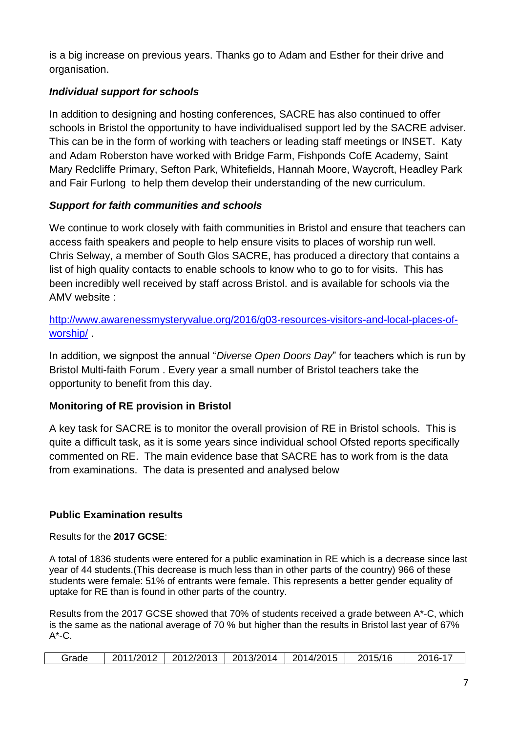is a big increase on previous years. Thanks go to Adam and Esther for their drive and organisation.

### *Individual support for schools*

In addition to designing and hosting conferences, SACRE has also continued to offer schools in Bristol the opportunity to have individualised support led by the SACRE adviser. This can be in the form of working with teachers or leading staff meetings or INSET. Katy and Adam Roberston have worked with Bridge Farm, Fishponds CofE Academy, Saint Mary Redcliffe Primary, Sefton Park, Whitefields, Hannah Moore, Waycroft, Headley Park and Fair Furlong to help them develop their understanding of the new curriculum.

### *Support for faith communities and schools*

We continue to work closely with faith communities in Bristol and ensure that teachers can access faith speakers and people to help ensure visits to places of worship run well. Chris Selway, a member of South Glos SACRE, has produced a directory that contains a list of high quality contacts to enable schools to know who to go to for visits. This has been incredibly well received by staff across Bristol. and is available for schools via the AMV website :

http://www.awarenessmysteryvalue.org/2016/g03-resources-visitors-and-local-places-of-worship/ .

In addition, we signpost the annual "*Diverse Open Doors Day*" for teachers which is run by Bristol Multi-faith Forum . Every year a small number of Bristol teachers take the opportunity to benefit from this day.

## Monitoring of RE provision in Bristol

A key task for SACRE is to monitor the overall provision of RE in Bristol schools. This is quite a difficult task, as it is some years since individual school Ofsted reports specifically commented on RE. The main evidence base that SACRE has to work from is the data from examinations. The data is presented and analysed below

## Public Examination results

Results for the **2017 GCSE**:

A total of 1836 students were entered for a public examination in RE which is a decrease since last year of 44 students.(This decrease is much less than in other parts of the country) 966 of these students were female: 51% of entrants were female. This represents a better gender equality of uptake for RE than is found in other parts of the country.

Results from the 2017 GCSE showed that 70% of students received a grade between A*-C, which is the same as the national average of 70 % but higher than the results in Bristol last year of 67% A*-C.

| Grade | 2011/2012 | 2012/2013 | 2013/2014 | 2014/2015 | 2015/16 | 2016-17 |
|---|---|---|---|---|---|---|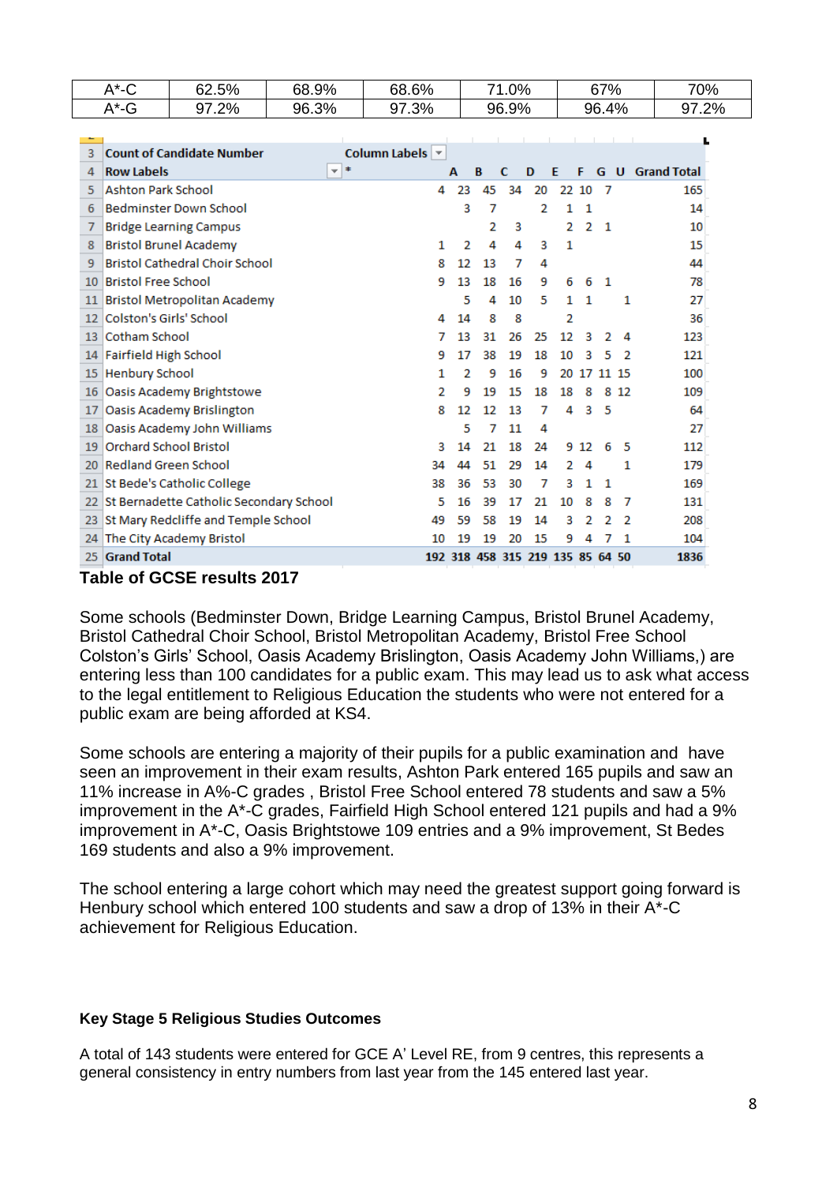| | | | | | | |
|---|---|---|---|---|---|---|
| A*-C | 62.5% | 68.9% | 68.6% | 71.0% | 67% | 70% |
| A*-G | 97.2% | 96.3% | 97.3% | 96.9% | 96.4% | 97.2% |

| Count of Candidate Number | Column Labels | | | | | | | | | |
|---|---|---|---|---|---|---|---|---|---|---|
| Row Labels | * | A | B | C | D | E | F | G | U | Grand Total |
| Ashton Park School | 4 | 23 | 45 | 34 | 20 | 22 | 10 | 7 | | 165 |
| Bedminster Down School | | 3 | 7 | | 2 | 1 | 1 | | | 14 |
| Bridge Learning Campus | | | 2 | 3 | | 2 | 2 | 1 | | 10 |
| Bristol Brunel Academy | 1 | 2 | 4 | 4 | 3 | 1 | | | | 15 |
| Bristol Cathedral Choir School | 8 | 12 | 13 | 7 | 4 | | | | | 44 |
| Bristol Free School | 9 | 13 | 18 | 16 | 9 | 6 | 6 | 1 | | 78 |
| Bristol Metropolitan Academy | | 5 | 4 | 10 | 5 | 1 | 1 | | 1 | 27 |
| Colston's Girls' School | 4 | 14 | 8 | 8 | | 2 | | | | 36 |
| Cotham School | 7 | 13 | 31 | 26 | 25 | 12 | 3 | 2 | 4 | 123 |
| Fairfield High School | 9 | 17 | 38 | 19 | 18 | 10 | 3 | 5 | 2 | 121 |
| Henbury School | 1 | 2 | 9 | 16 | 9 | 20 | 17 | 11 | 15 | 100 |
| Oasis Academy Brightstowe | 2 | 9 | 19 | 15 | 18 | 18 | 8 | 8 | 12 | 109 |
| Oasis Academy Brislington | 8 | 12 | 12 | 13 | 7 | 4 | 3 | 5 | | 64 |
| Oasis Academy John Williams | | 5 | 7 | 11 | 4 | | | | | 27 |
| Orchard School Bristol | 3 | 14 | 21 | 18 | 24 | 9 | 12 | 6 | 5 | 112 |
| Redland Green School | 34 | 44 | 51 | 29 | 14 | 2 | 4 | | 1 | 179 |
| St Bede's Catholic College | 38 | 36 | 53 | 30 | 7 | 3 | 1 | 1 | | 169 |
| St Bernadette Catholic Secondary School | 5 | 16 | 39 | 17 | 21 | 10 | 8 | 8 | 7 | 131 |
| St Mary Redcliffe and Temple School | 49 | 59 | 58 | 19 | 14 | 3 | 2 | 2 | 2 | 208 |
| The City Academy Bristol | 10 | 19 | 19 | 20 | 15 | 9 | 4 | 7 | 1 | 104 |
| **Grand Total** | **192** | **318** | **458** | **315** | **219** | **135** | **85** | **64** | **50** | **1836** |

**Table of GCSE results 2017**

Some schools (Bedminster Down, Bridge Learning Campus, Bristol Brunel Academy, Bristol Cathedral Choir School, Bristol Metropolitan Academy, Bristol Free School Colston's Girls' School, Oasis Academy Brislington, Oasis Academy John Williams,) are entering less than 100 candidates for a public exam. This may lead us to ask what access to the legal entitlement to Religious Education the students who were not entered for a public exam are being afforded at KS4.

Some schools are entering a majority of their pupils for a public examination and have seen an improvement in their exam results, Ashton Park entered 165 pupils and saw an 11% increase in A%-C grades , Bristol Free School entered 78 students and saw a 5% improvement in the A*-C grades, Fairfield High School entered 121 pupils and had a 9% improvement in A*-C, Oasis Brightstowe 109 entries and a 9% improvement, St Bedes 169 students and also a 9% improvement.

The school entering a large cohort which may need the greatest support going forward is Henbury school which entered 100 students and saw a drop of 13% in their A*-C achievement for Religious Education.

**Key Stage 5 Religious Studies Outcomes**

A total of 143 students were entered for GCE A' Level RE, from 9 centres, this represents a general consistency in entry numbers from last year from the 145 entered last year.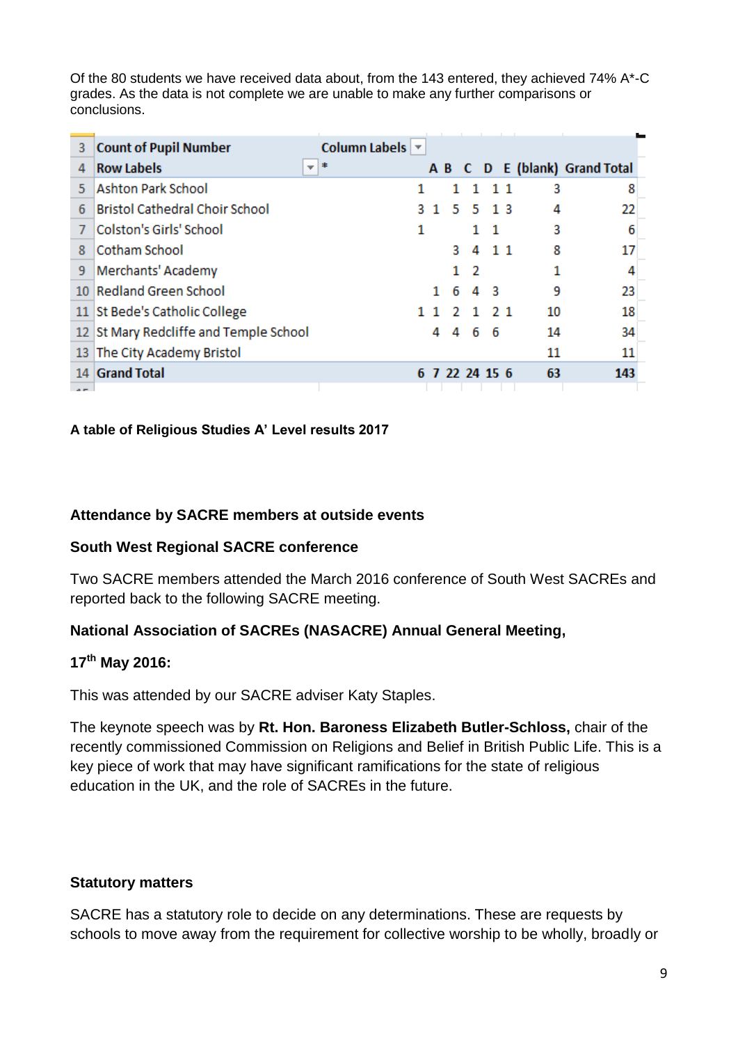Of the 80 students we have received data about, from the 143 entered, they achieved 74% A*-C grades. As the data is not complete we are unable to make any further comparisons or conclusions.

| Count of Pupil Number | Column Labels | | | | | | | |
|---|---|---|---|---|---|---|---|---|
| **Row Labels** | * | A | B | C | D | E | (blank) | Grand Total |
| Ashton Park School | 1 | | 1 | 1 | 1 | 1 | 3 | 8 |
| Bristol Cathedral Choir School | 3 | 1 | 5 | 5 | 1 | 3 | 4 | 22 |
| Colston's Girls' School | 1 | | | 1 | 1 | | 3 | 6 |
| Cotham School | | | 3 | 4 | 1 | 1 | 8 | 17 |
| Merchants' Academy | | | 1 | 2 | | | 1 | 4 |
| Redland Green School | | 1 | 6 | 4 | 3 | | 9 | 23 |
| St Bede's Catholic College | 1 | 1 | 2 | 1 | 2 | 1 | 10 | 18 |
| St Mary Redcliffe and Temple School | | 4 | 4 | 6 | 6 | | 14 | 34 |
| The City Academy Bristol | | | | | | | 11 | 11 |
| **Grand Total** | **6** | **7** | **22** | **24** | **15** | **6** | **63** | **143** |

**A table of Religious Studies A' Level results 2017**

**Attendance by SACRE members at outside events**

**South West Regional SACRE conference**

Two SACRE members attended the March 2016 conference of South West SACREs and reported back to the following SACRE meeting.

**National Association of SACREs (NASACRE) Annual General Meeting,**

**17th May 2016:**

This was attended by our SACRE adviser Katy Staples.

The keynote speech was by **Rt. Hon. Baroness Elizabeth Butler-Schloss,** chair of the recently commissioned Commission on Religions and Belief in British Public Life. This is a key piece of work that may have significant ramifications for the state of religious education in the UK, and the role of SACREs in the future.

**Statutory matters**

SACRE has a statutory role to decide on any determinations. These are requests by schools to move away from the requirement for collective worship to be wholly, broadly or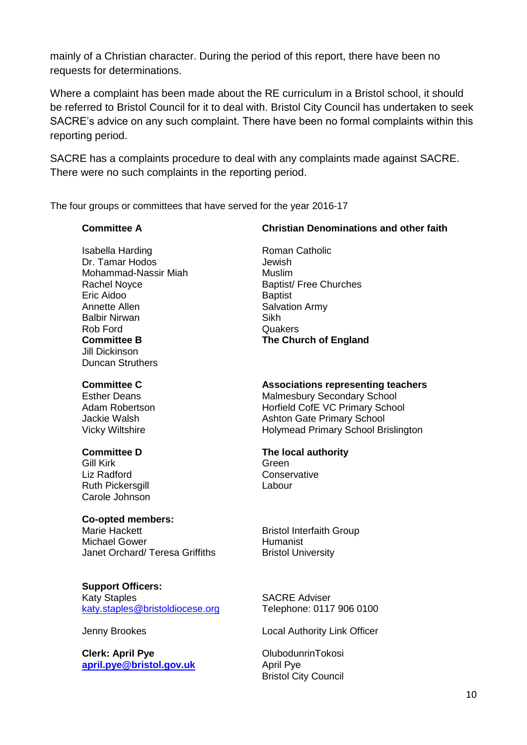mainly of a Christian character. During the period of this report, there have been no requests for determinations.

Where a complaint has been made about the RE curriculum in a Bristol school, it should be referred to Bristol Council for it to deal with. Bristol City Council has undertaken to seek SACRE's advice on any such complaint. There have been no formal complaints within this reporting period.

SACRE has a complaints procedure to deal with any complaints made against SACRE. There were no such complaints in the reporting period.

The four groups or committees that have served for the year 2016-17

| **Committee A** | **Christian Denominations and other faith** |
|---|---|
| Isabella Harding | Roman Catholic |
| Dr. Tamar Hodos | Jewish |
| Mohammad-Nassir Miah | Muslim |
| Rachel Noyce | Baptist/ Free Churches |
| Eric Aidoo | Baptist |
| Annette Allen | Salvation Army |
| Balbir Nirwan | Sikh |
| Rob Ford | Quakers |
| **Committee B** | **The Church of England** |
| Jill Dickinson | |
| Duncan Struthers | |
| | |
| **Committee C** | **Associations representing teachers** |
| Esther Deans | Malmesbury Secondary School |
| Adam Robertson | Horfield CofE VC Primary School |
| Jackie Walsh | Ashton Gate Primary School |
| Vicky Wiltshire | Holymead Primary School Brislington |
| | |
| **Committee D** | **The local authority** |
| Gill Kirk | Green |
| Liz Radford | Conservative |
| Ruth Pickersgill | Labour |
| Carole Johnson | |
| | |
| **Co-opted members:** | |
| Marie Hackett | Bristol Interfaith Group |
| Michael Gower | Humanist |
| Janet Orchard/ Teresa Griffiths | Bristol University |
| | |
| **Support Officers:** | |
| Katy Staples<br>katy.staples@bristoldiocese.org | SACRE Adviser<br>Telephone: 0117 906 0100 |
| Jenny Brookes | Local Authority Link Officer |
| **Clerk: April Pye**<br>**april.pye@bristol.gov.uk** | OlubodunrinTokosi<br>April Pye<br>Bristol City Council |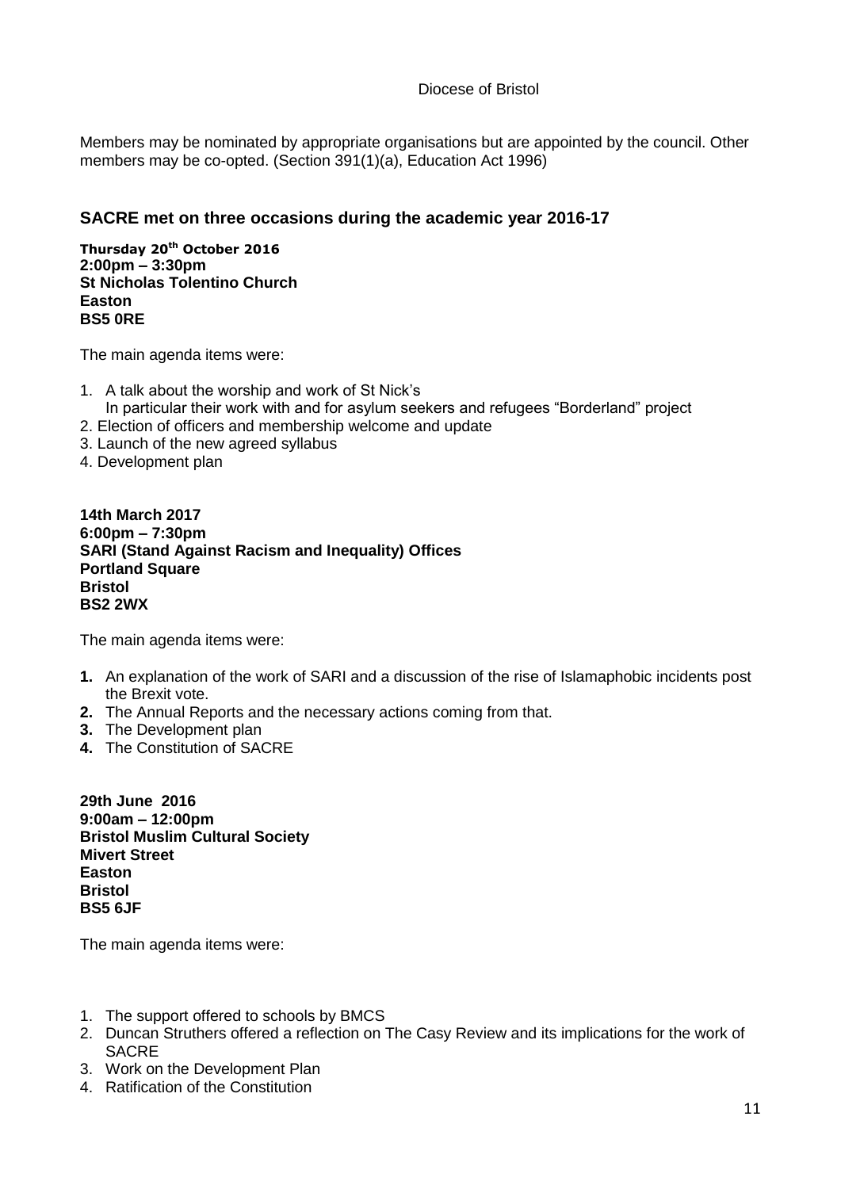Diocese of Bristol

Members may be nominated by appropriate organisations but are appointed by the council. Other members may be co-opted. (Section 391(1)(a), Education Act 1996)

## SACRE met on three occasions during the academic year 2016-17

**Thursday 20th October 2016**
**2:00pm – 3:30pm**
**St Nicholas Tolentino Church**
**Easton**
**BS5 0RE**

The main agenda items were:

1. A talk about the worship and work of St Nick's
   In particular their work with and for asylum seekers and refugees "Borderland" project
2. Election of officers and membership welcome and update
3. Launch of the new agreed syllabus
4. Development plan

**14th March 2017**
**6:00pm – 7:30pm**
**SARI (Stand Against Racism and Inequality) Offices**
**Portland Square**
**Bristol**
**BS2 2WX**

The main agenda items were:

1. An explanation of the work of SARI and a discussion of the rise of Islamaphobic incidents post the Brexit vote.
2. The Annual Reports and the necessary actions coming from that.
3. The Development plan
4. The Constitution of SACRE

**29th June 2016**
**9:00am – 12:00pm**
**Bristol Muslim Cultural Society**
**Mivert Street**
**Easton**
**Bristol**
**BS5 6JF**

The main agenda items were:

1. The support offered to schools by BMCS
2. Duncan Struthers offered a reflection on The Casy Review and its implications for the work of SACRE
3. Work on the Development Plan
4. Ratification of the Constitution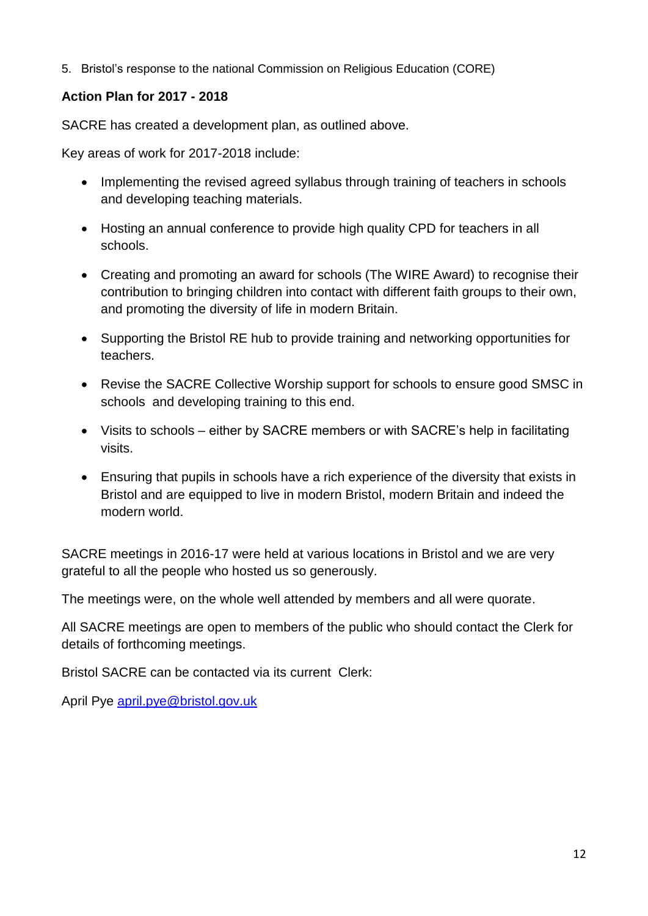5. Bristol's response to the national Commission on Religious Education (CORE)

**Action Plan for 2017 - 2018**

SACRE has created a development plan, as outlined above.

Key areas of work for 2017-2018 include:

- Implementing the revised agreed syllabus through training of teachers in schools and developing teaching materials.
- Hosting an annual conference to provide high quality CPD for teachers in all schools.
- Creating and promoting an award for schools (The WIRE Award) to recognise their contribution to bringing children into contact with different faith groups to their own, and promoting the diversity of life in modern Britain.
- Supporting the Bristol RE hub to provide training and networking opportunities for teachers.
- Revise the SACRE Collective Worship support for schools to ensure good SMSC in schools and developing training to this end.
- Visits to schools – either by SACRE members or with SACRE's help in facilitating visits.
- Ensuring that pupils in schools have a rich experience of the diversity that exists in Bristol and are equipped to live in modern Bristol, modern Britain and indeed the modern world.

SACRE meetings in 2016-17 were held at various locations in Bristol and we are very grateful to all the people who hosted us so generously.

The meetings were, on the whole well attended by members and all were quorate.

All SACRE meetings are open to members of the public who should contact the Clerk for details of forthcoming meetings.

Bristol SACRE can be contacted via its current Clerk:

April Pye april.pye@bristol.gov.uk